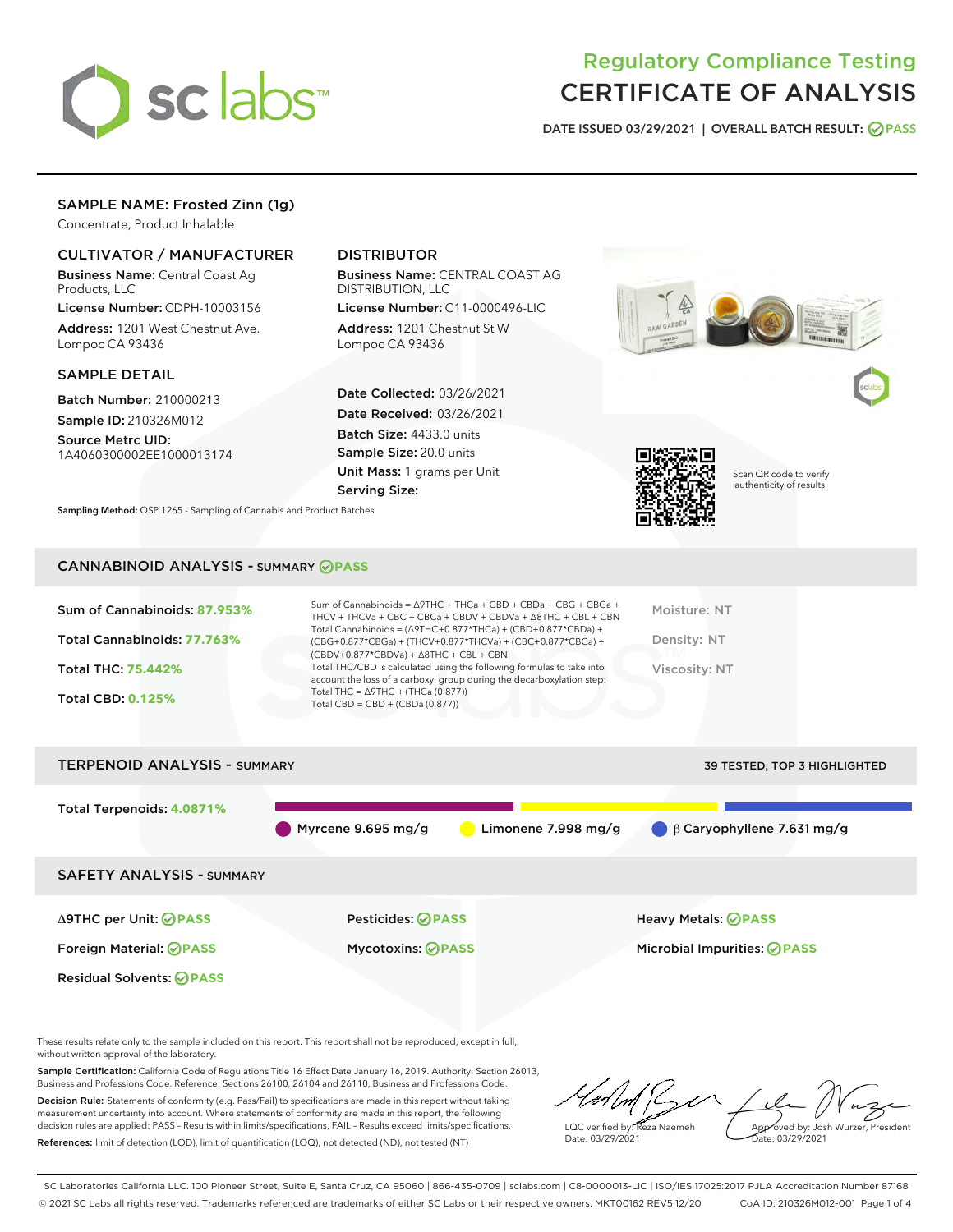# Regulatory Compliance Testing
# CERTIFICATE OF ANALYSIS

DATE ISSUED 03/29/2021 | OVERALL BATCH RESULT: PASS

## SAMPLE NAME: Frosted Zinn (1g)

Concentrate, Product Inhalable

### CULTIVATOR / MANUFACTURER

**Business Name:** Central Coast Ag Products, LLC

**License Number:** CDPH-10003156

**Address:** 1201 West Chestnut Ave. Lompoc CA 93436

### DISTRIBUTOR

**Business Name:** CENTRAL COAST AG DISTRIBUTION, LLC

**License Number:** C11-0000496-LIC

**Address:** 1201 Chestnut St W Lompoc CA 93436

### SAMPLE DETAIL

**Batch Number:** 210000213

**Sample ID:** 210326M012

**Source Metrc UID:** 1A4060300002EE1000013174

**Date Collected:** 03/26/2021

**Date Received:** 03/26/2021

**Batch Size:** 4433.0 units

**Sample Size:** 20.0 units

**Unit Mass:** 1 grams per Unit

**Serving Size:**

Scan QR code to verify authenticity of results.

**Sampling Method:** QSP 1265 - Sampling of Cannabis and Product Batches

## CANNABINOID ANALYSIS - SUMMARY PASS

Sum of Cannabinoids: **87.953%**

Total Cannabinoids: **77.763%**

Total THC: **75.442%**

Total CBD: **0.125%**

Sum of Cannabinoids = Δ9THC + THCa + CBD + CBDa + CBG + CBGa + THCV + THCVa + CBC + CBCa + CBDV + CBDVa + Δ8THC + CBL + CBN
Total Cannabinoids = (Δ9THC+0.877*THCa) + (CBD+0.877*CBDa) + (CBG+0.877*CBGa) + (THCV+0.877*THCVa) + (CBC+0.877*CBCa) + (CBDV+0.877*CBDVa) + Δ8THC + CBL + CBN
Total THC/CBD is calculated using the following formulas to take into account the loss of a carboxyl group during the decarboxylation step:
Total THC = Δ9THC + (THCa (0.877))
Total CBD = CBD + (CBDa (0.877))

Moisture: NT

Density: NT

Viscosity: NT

## TERPENOID ANALYSIS - SUMMARY

39 TESTED, TOP 3 HIGHLIGHTED

Total Terpenoids: **4.0871%**

Myrcene 9.695 mg/g

Limonene 7.998 mg/g

β Caryophyllene 7.631 mg/g

## SAFETY ANALYSIS - SUMMARY

Δ9THC per Unit: PASS

Pesticides: PASS

Heavy Metals: PASS

Foreign Material: PASS

Mycotoxins: PASS

Microbial Impurities: PASS

Residual Solvents: PASS

These results relate only to the sample included on this report. This report shall not be reproduced, except in full, without written approval of the laboratory.

**Sample Certification:** California Code of Regulations Title 16 Effect Date January 16, 2019. Authority: Section 26013, Business and Professions Code. Reference: Sections 26100, 26104 and 26110, Business and Professions Code.

**Decision Rule:** Statements of conformity (e.g. Pass/Fail) to specifications are made in this report without taking measurement uncertainty into account. Where statements of conformity are made in this report, the following decision rules are applied: PASS – Results within limits/specifications, FAIL – Results exceed limits/specifications.

**References:** limit of detection (LOD), limit of quantification (LOQ), not detected (ND), not tested (NT)

LQC verified by: Reza Naemeh
Date: 03/29/2021

Approved by: Josh Wurzer, President
Date: 03/29/2021

SC Laboratories California LLC. 100 Pioneer Street, Suite E, Santa Cruz, CA 95060 | 866-435-0709 | sclabs.com | C8-0000013-LIC | ISO/IES 17025:2017 PJLA Accreditation Number 87168
© 2021 SC Labs all rights reserved. Trademarks referenced are trademarks of either SC Labs or their respective owners. MKT00162 REV5 12/20 CoA ID: 210326M012-001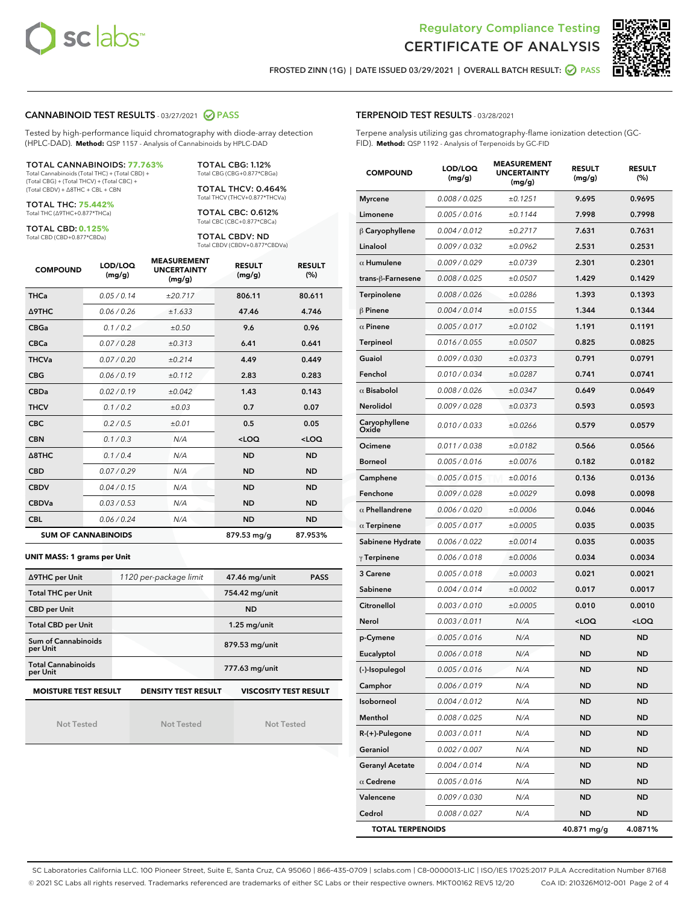Regulatory Compliance Testing
CERTIFICATE OF ANALYSIS

FROSTED ZINN (1G) | DATE ISSUED 03/29/2021 | OVERALL BATCH RESULT: PASS

## CANNABINOID TEST RESULTS - 03/27/2021 PASS

Tested by high-performance liquid chromatography with diode-array detection (HPLC-DAD). **Method:** QSP 1157 - Analysis of Cannabinoids by HPLC-DAD

**TOTAL CANNABINOIDS: 77.763%**
Total Cannabinoids (Total THC) + (Total CBD) + (Total CBG) + (Total THCV) + (Total CBC) + (Total CBDV) + Δ8THC + CBL + CBN

**TOTAL THC: 75.442%**
Total THC (Δ9THC+0.877*THCa)

**TOTAL CBD: 0.125%**
Total CBD (CBD+0.877*CBDa)

**TOTAL CBG: 1.12%**
Total CBG (CBG+0.877*CBGa)

**TOTAL THCV: 0.464%**
Total THCV (THCV+0.877*THCVa)

**TOTAL CBC: 0.612%**
Total CBC (CBC+0.877*CBCa)

**TOTAL CBDV: ND**
Total CBDV (CBDV+0.877*CBDVa)

| COMPOUND | LOD/LOQ (mg/g) | MEASUREMENT UNCERTAINTY (mg/g) | RESULT (mg/g) | RESULT (%) |
|---|---|---|---|---|
| THCa | 0.05 / 0.14 | ±20.717 | 806.11 | 80.611 |
| Δ9THC | 0.06 / 0.26 | ±1.633 | 47.46 | 4.746 |
| CBGa | 0.1 / 0.2 | ±0.50 | 9.6 | 0.96 |
| CBCa | 0.07 / 0.28 | ±0.313 | 6.41 | 0.641 |
| THCVa | 0.07 / 0.20 | ±0.214 | 4.49 | 0.449 |
| CBG | 0.06 / 0.19 | ±0.112 | 2.83 | 0.283 |
| CBDa | 0.02 / 0.19 | ±0.042 | 1.43 | 0.143 |
| THCV | 0.1 / 0.2 | ±0.03 | 0.7 | 0.07 |
| CBC | 0.2 / 0.5 | ±0.01 | 0.5 | 0.05 |
| CBN | 0.1 / 0.3 | N/A | <LOQ | <LOQ |
| Δ8THC | 0.1 / 0.4 | N/A | ND | ND |
| CBD | 0.07 / 0.29 | N/A | ND | ND |
| CBDV | 0.04 / 0.15 | N/A | ND | ND |
| CBDVa | 0.03 / 0.53 | N/A | ND | ND |
| CBL | 0.06 / 0.24 | N/A | ND | ND |
| **SUM OF CANNABINOIDS** | | | 879.53 mg/g | 87.953% |

### UNIT MASS: 1 grams per Unit

| | | | |
|---|---|---|---|
| Δ9THC per Unit | 1120 per-package limit | 47.46 mg/unit | PASS |
| Total THC per Unit | | 754.42 mg/unit | |
| CBD per Unit | | ND | |
| Total CBD per Unit | | 1.25 mg/unit | |
| Sum of Cannabinoids per Unit | | 879.53 mg/unit | |
| Total Cannabinoids per Unit | | 777.63 mg/unit | |

| MOISTURE TEST RESULT | DENSITY TEST RESULT | VISCOSITY TEST RESULT |
|---|---|---|
| Not Tested | Not Tested | Not Tested |

## TERPENOID TEST RESULTS - 03/28/2021

Terpene analysis utilizing gas chromatography-flame ionization detection (GC-FID). **Method:** QSP 1192 - Analysis of Terpenoids by GC-FID

| COMPOUND | LOD/LOQ (mg/g) | MEASUREMENT UNCERTAINTY (mg/g) | RESULT (mg/g) | RESULT (%) |
|---|---|---|---|---|
| Myrcene | 0.008 / 0.025 | ±0.1251 | 9.695 | 0.9695 |
| Limonene | 0.005 / 0.016 | ±0.1144 | 7.998 | 0.7998 |
| β Caryophyllene | 0.004 / 0.012 | ±0.2717 | 7.631 | 0.7631 |
| Linalool | 0.009 / 0.032 | ±0.0962 | 2.531 | 0.2531 |
| α Humulene | 0.009 / 0.029 | ±0.0739 | 2.301 | 0.2301 |
| trans-β-Farnesene | 0.008 / 0.025 | ±0.0507 | 1.429 | 0.1429 |
| Terpinolene | 0.008 / 0.026 | ±0.0286 | 1.393 | 0.1393 |
| β Pinene | 0.004 / 0.014 | ±0.0155 | 1.344 | 0.1344 |
| α Pinene | 0.005 / 0.017 | ±0.0102 | 1.191 | 0.1191 |
| Terpineol | 0.016 / 0.055 | ±0.0507 | 0.825 | 0.0825 |
| Guaiol | 0.009 / 0.030 | ±0.0373 | 0.791 | 0.0791 |
| Fenchol | 0.010 / 0.034 | ±0.0287 | 0.741 | 0.0741 |
| α Bisabolol | 0.008 / 0.026 | ±0.0347 | 0.649 | 0.0649 |
| Nerolidol | 0.009 / 0.028 | ±0.0373 | 0.593 | 0.0593 |
| Caryophyllene Oxide | 0.010 / 0.033 | ±0.0266 | 0.579 | 0.0579 |
| Ocimene | 0.011 / 0.038 | ±0.0182 | 0.566 | 0.0566 |
| Borneol | 0.005 / 0.016 | ±0.0076 | 0.182 | 0.0182 |
| Camphene | 0.005 / 0.015 | ±0.0016 | 0.136 | 0.0136 |
| Fenchone | 0.009 / 0.028 | ±0.0029 | 0.098 | 0.0098 |
| α Phellandrene | 0.006 / 0.020 | ±0.0006 | 0.046 | 0.0046 |
| α Terpinene | 0.005 / 0.017 | ±0.0005 | 0.035 | 0.0035 |
| Sabinene Hydrate | 0.006 / 0.022 | ±0.0014 | 0.035 | 0.0035 |
| γ Terpinene | 0.006 / 0.018 | ±0.0006 | 0.034 | 0.0034 |
| 3 Carene | 0.005 / 0.018 | ±0.0003 | 0.021 | 0.0021 |
| Sabinene | 0.004 / 0.014 | ±0.0002 | 0.017 | 0.0017 |
| Citronellol | 0.003 / 0.010 | ±0.0005 | 0.010 | 0.0010 |
| Nerol | 0.003 / 0.011 | N/A | <LOQ | <LOQ |
| p-Cymene | 0.005 / 0.016 | N/A | ND | ND |
| Eucalyptol | 0.006 / 0.018 | N/A | ND | ND |
| (-)-Isopulegol | 0.005 / 0.016 | N/A | ND | ND |
| Camphor | 0.006 / 0.019 | N/A | ND | ND |
| Isoborneol | 0.004 / 0.012 | N/A | ND | ND |
| Menthol | 0.008 / 0.025 | N/A | ND | ND |
| R-(+)-Pulegone | 0.003 / 0.011 | N/A | ND | ND |
| Geraniol | 0.002 / 0.007 | N/A | ND | ND |
| Geranyl Acetate | 0.004 / 0.014 | N/A | ND | ND |
| α Cedrene | 0.005 / 0.016 | N/A | ND | ND |
| Valencene | 0.009 / 0.030 | N/A | ND | ND |
| Cedrol | 0.008 / 0.027 | N/A | ND | ND |
| **TOTAL TERPENOIDS** | | | 40.871 mg/g | 4.0871% |

SC Laboratories California LLC. 100 Pioneer Street, Suite E, Santa Cruz, CA 95060 | 866-435-0709 | sclabs.com | C8-0000013-LIC | ISO/IES 17025:2017 PJLA Accreditation Number 87168
© 2021 SC Labs all rights reserved. Trademarks referenced are trademarks of either SC Labs or their respective owners. MKT00162 REV5 12/20 CoA ID: 210326M012-001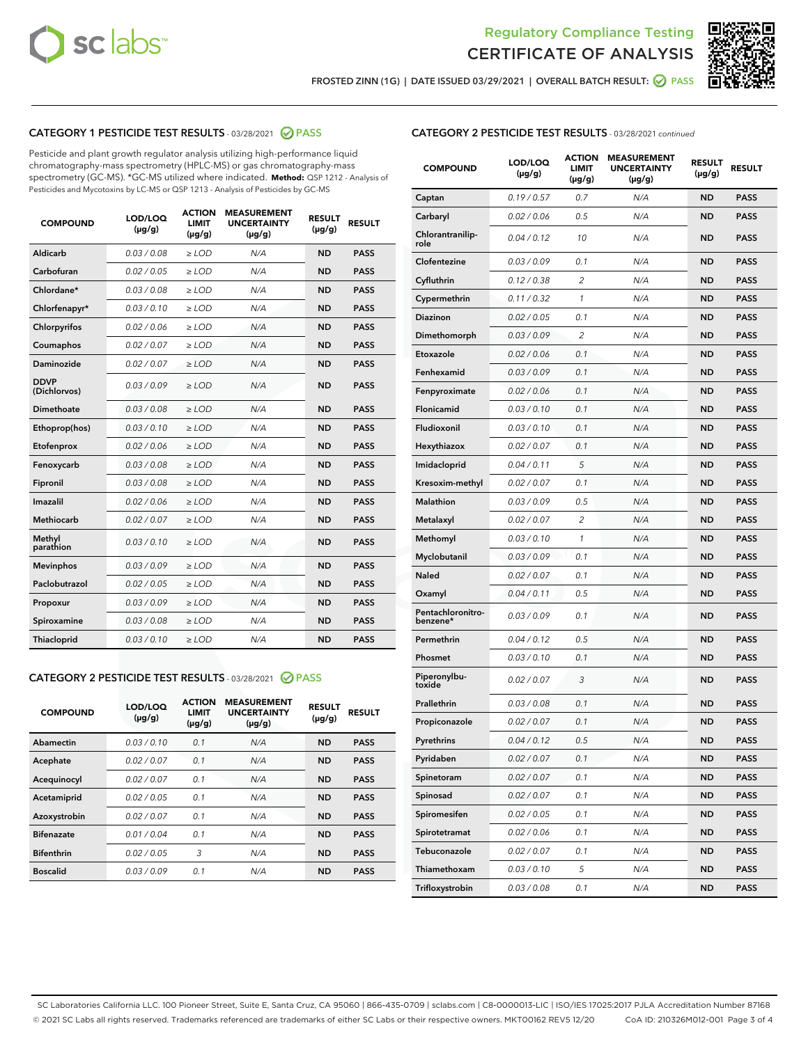Regulatory Compliance Testing
CERTIFICATE OF ANALYSIS

FROSTED ZINN (1G) | DATE ISSUED 03/29/2021 | OVERALL BATCH RESULT: PASS

## CATEGORY 1 PESTICIDE TEST RESULTS - 03/28/2021 PASS

Pesticide and plant growth regulator analysis utilizing high-performance liquid chromatography-mass spectrometry (HPLC-MS) or gas chromatography-mass spectrometry (GC-MS). *GC-MS utilized where indicated. **Method:** QSP 1212 - Analysis of Pesticides and Mycotoxins by LC-MS or QSP 1213 - Analysis of Pesticides by GC-MS

| COMPOUND | LOD/LOQ (µg/g) | ACTION LIMIT (µg/g) | MEASUREMENT UNCERTAINTY (µg/g) | RESULT (µg/g) | RESULT |
|---|---|---|---|---|---|
| Aldicarb | 0.03 / 0.08 | ≥ LOD | N/A | ND | PASS |
| Carbofuran | 0.02 / 0.05 | ≥ LOD | N/A | ND | PASS |
| Chlordane* | 0.03 / 0.08 | ≥ LOD | N/A | ND | PASS |
| Chlorfenapyr* | 0.03 / 0.10 | ≥ LOD | N/A | ND | PASS |
| Chlorpyrifos | 0.02 / 0.06 | ≥ LOD | N/A | ND | PASS |
| Coumaphos | 0.02 / 0.07 | ≥ LOD | N/A | ND | PASS |
| Daminozide | 0.02 / 0.07 | ≥ LOD | N/A | ND | PASS |
| DDVP (Dichlorvos) | 0.03 / 0.09 | ≥ LOD | N/A | ND | PASS |
| Dimethoate | 0.03 / 0.08 | ≥ LOD | N/A | ND | PASS |
| Ethoprop(hos) | 0.03 / 0.10 | ≥ LOD | N/A | ND | PASS |
| Etofenprox | 0.02 / 0.06 | ≥ LOD | N/A | ND | PASS |
| Fenoxycarb | 0.03 / 0.08 | ≥ LOD | N/A | ND | PASS |
| Fipronil | 0.03 / 0.08 | ≥ LOD | N/A | ND | PASS |
| Imazalil | 0.02 / 0.06 | ≥ LOD | N/A | ND | PASS |
| Methiocarb | 0.02 / 0.07 | ≥ LOD | N/A | ND | PASS |
| Methyl parathion | 0.03 / 0.10 | ≥ LOD | N/A | ND | PASS |
| Mevinphos | 0.03 / 0.09 | ≥ LOD | N/A | ND | PASS |
| Paclobutrazol | 0.02 / 0.05 | ≥ LOD | N/A | ND | PASS |
| Propoxur | 0.03 / 0.09 | ≥ LOD | N/A | ND | PASS |
| Spiroxamine | 0.03 / 0.08 | ≥ LOD | N/A | ND | PASS |
| Thiacloprid | 0.03 / 0.10 | ≥ LOD | N/A | ND | PASS |

## CATEGORY 2 PESTICIDE TEST RESULTS - 03/28/2021 PASS

| COMPOUND | LOD/LOQ (µg/g) | ACTION LIMIT (µg/g) | MEASUREMENT UNCERTAINTY (µg/g) | RESULT (µg/g) | RESULT |
|---|---|---|---|---|---|
| Abamectin | 0.03 / 0.10 | 0.1 | N/A | ND | PASS |
| Acephate | 0.02 / 0.07 | 0.1 | N/A | ND | PASS |
| Acequinocyl | 0.02 / 0.07 | 0.1 | N/A | ND | PASS |
| Acetamiprid | 0.02 / 0.05 | 0.1 | N/A | ND | PASS |
| Azoxystrobin | 0.02 / 0.07 | 0.1 | N/A | ND | PASS |
| Bifenazate | 0.01 / 0.04 | 0.1 | N/A | ND | PASS |
| Bifenthrin | 0.02 / 0.05 | 3 | N/A | ND | PASS |
| Boscalid | 0.03 / 0.09 | 0.1 | N/A | ND | PASS |
| Captan | 0.19 / 0.57 | 0.7 | N/A | ND | PASS |
| Carbaryl | 0.02 / 0.06 | 0.5 | N/A | ND | PASS |
| Chlorantraniliprole | 0.04 / 0.12 | 10 | N/A | ND | PASS |
| Clofentezine | 0.03 / 0.09 | 0.1 | N/A | ND | PASS |
| Cyfluthrin | 0.12 / 0.38 | 2 | N/A | ND | PASS |
| Cypermethrin | 0.11 / 0.32 | 1 | N/A | ND | PASS |
| Diazinon | 0.02 / 0.05 | 0.1 | N/A | ND | PASS |
| Dimethomorph | 0.03 / 0.09 | 2 | N/A | ND | PASS |
| Etoxazole | 0.02 / 0.06 | 0.1 | N/A | ND | PASS |
| Fenhexamid | 0.03 / 0.09 | 0.1 | N/A | ND | PASS |
| Fenpyroximate | 0.02 / 0.06 | 0.1 | N/A | ND | PASS |
| Flonicamid | 0.03 / 0.10 | 0.1 | N/A | ND | PASS |
| Fludioxonil | 0.03 / 0.10 | 0.1 | N/A | ND | PASS |
| Hexythiazox | 0.02 / 0.07 | 0.1 | N/A | ND | PASS |
| Imidacloprid | 0.04 / 0.11 | 5 | N/A | ND | PASS |
| Kresoxim-methyl | 0.02 / 0.07 | 0.1 | N/A | ND | PASS |
| Malathion | 0.03 / 0.09 | 0.5 | N/A | ND | PASS |
| Metalaxyl | 0.02 / 0.07 | 2 | N/A | ND | PASS |
| Methomyl | 0.03 / 0.10 | 1 | N/A | ND | PASS |
| Myclobutanil | 0.03 / 0.09 | 0.1 | N/A | ND | PASS |
| Naled | 0.02 / 0.07 | 0.1 | N/A | ND | PASS |
| Oxamyl | 0.04 / 0.11 | 0.5 | N/A | ND | PASS |
| Pentachloronitrobenzene* | 0.03 / 0.09 | 0.1 | N/A | ND | PASS |
| Permethrin | 0.04 / 0.12 | 0.5 | N/A | ND | PASS |
| Phosmet | 0.03 / 0.10 | 0.1 | N/A | ND | PASS |
| Piperonylbutoxide | 0.02 / 0.07 | 3 | N/A | ND | PASS |
| Prallethrin | 0.03 / 0.08 | 0.1 | N/A | ND | PASS |
| Propiconazole | 0.02 / 0.07 | 0.1 | N/A | ND | PASS |
| Pyrethrins | 0.04 / 0.12 | 0.5 | N/A | ND | PASS |
| Pyridaben | 0.02 / 0.07 | 0.1 | N/A | ND | PASS |
| Spinetoram | 0.02 / 0.07 | 0.1 | N/A | ND | PASS |
| Spinosad | 0.02 / 0.07 | 0.1 | N/A | ND | PASS |
| Spiromesifen | 0.02 / 0.05 | 0.1 | N/A | ND | PASS |
| Spirotetramat | 0.02 / 0.06 | 0.1 | N/A | ND | PASS |
| Tebuconazole | 0.02 / 0.07 | 0.1 | N/A | ND | PASS |
| Thiamethoxam | 0.03 / 0.10 | 5 | N/A | ND | PASS |
| Trifloxystrobin | 0.03 / 0.08 | 0.1 | N/A | ND | PASS |

SC Laboratories California LLC. 100 Pioneer Street, Suite E, Santa Cruz, CA 95060 | 866-435-0709 | sclabs.com | C8-0000013-LIC | ISO/IES 17025:2017 PJLA Accreditation Number 87168
© 2021 SC Labs all rights reserved. Trademarks referenced are trademarks of either SC Labs or their respective owners. MKT00162 REV5 12/20 CoA ID: 210326M012-001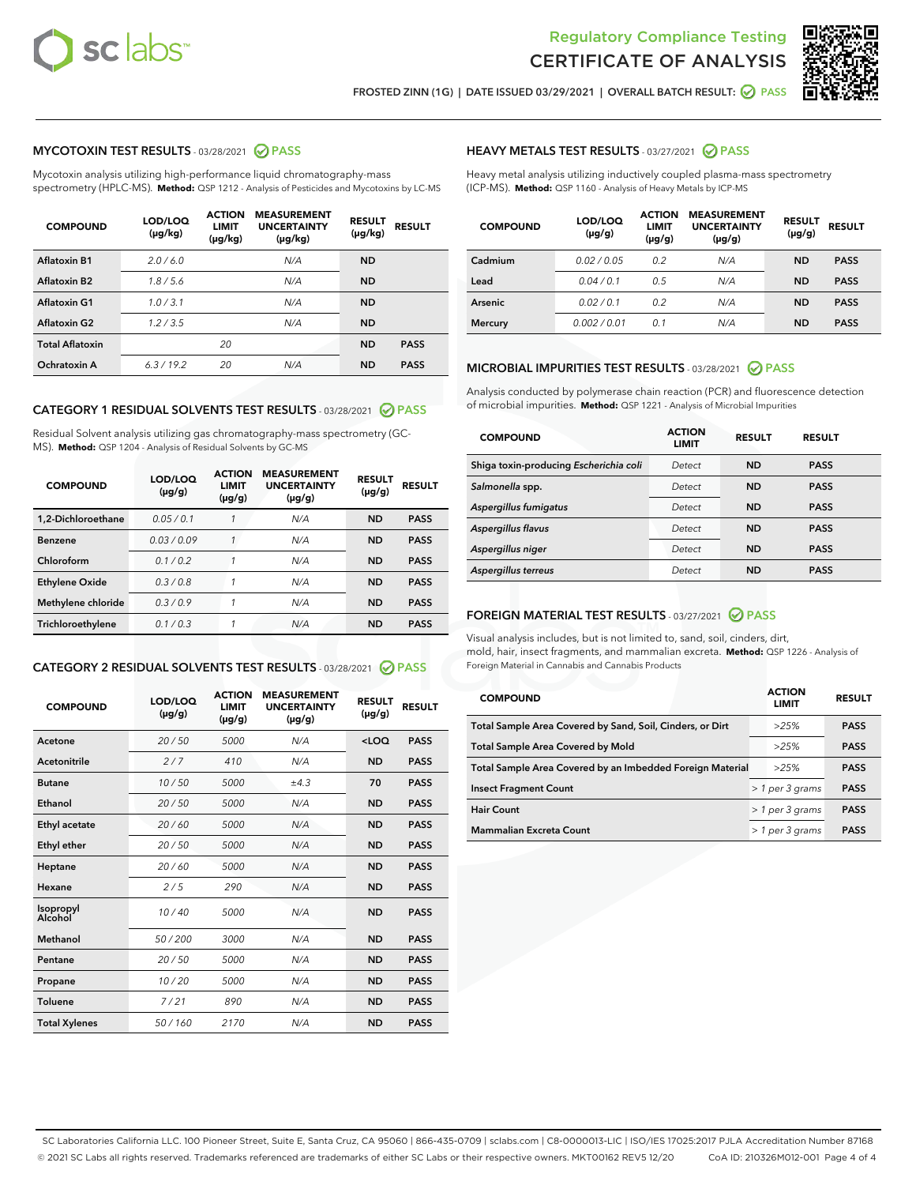Regulatory Compliance Testing
CERTIFICATE OF ANALYSIS

FROSTED ZINN (1G) | DATE ISSUED 03/29/2021 | OVERALL BATCH RESULT: PASS

## MYCOTOXIN TEST RESULTS - 03/28/2021 PASS

Mycotoxin analysis utilizing high-performance liquid chromatography-mass spectrometry (HPLC-MS). **Method:** QSP 1212 - Analysis of Pesticides and Mycotoxins by LC-MS

| COMPOUND | LOD/LOQ (µg/kg) | ACTION LIMIT (µg/kg) | MEASUREMENT UNCERTAINTY (µg/kg) | RESULT (µg/kg) | RESULT |
|---|---|---|---|---|---|
| Aflatoxin B1 | 2.0 / 6.0 | | N/A | ND | |
| Aflatoxin B2 | 1.8 / 5.6 | | N/A | ND | |
| Aflatoxin G1 | 1.0 / 3.1 | | N/A | ND | |
| Aflatoxin G2 | 1.2 / 3.5 | | N/A | ND | |
| Total Aflatoxin | | 20 | | ND | PASS |
| Ochratoxin A | 6.3 / 19.2 | 20 | N/A | ND | PASS |

## CATEGORY 1 RESIDUAL SOLVENTS TEST RESULTS - 03/28/2021 PASS

Residual Solvent analysis utilizing gas chromatography-mass spectrometry (GC-MS). **Method:** QSP 1204 - Analysis of Residual Solvents by GC-MS

| COMPOUND | LOD/LOQ (µg/g) | ACTION LIMIT (µg/g) | MEASUREMENT UNCERTAINTY (µg/g) | RESULT (µg/g) | RESULT |
|---|---|---|---|---|---|
| 1,2-Dichloroethane | 0.05 / 0.1 | 1 | N/A | ND | PASS |
| Benzene | 0.03 / 0.09 | 1 | N/A | ND | PASS |
| Chloroform | 0.1 / 0.2 | 1 | N/A | ND | PASS |
| Ethylene Oxide | 0.3 / 0.8 | 1 | N/A | ND | PASS |
| Methylene chloride | 0.3 / 0.9 | 1 | N/A | ND | PASS |
| Trichloroethylene | 0.1 / 0.3 | 1 | N/A | ND | PASS |

## CATEGORY 2 RESIDUAL SOLVENTS TEST RESULTS - 03/28/2021 PASS

| COMPOUND | LOD/LOQ (µg/g) | ACTION LIMIT (µg/g) | MEASUREMENT UNCERTAINTY (µg/g) | RESULT (µg/g) | RESULT |
|---|---|---|---|---|---|
| Acetone | 20 / 50 | 5000 | N/A | <LOQ | PASS |
| Acetonitrile | 2 / 7 | 410 | N/A | ND | PASS |
| Butane | 10 / 50 | 5000 | ±4.3 | 70 | PASS |
| Ethanol | 20 / 50 | 5000 | N/A | ND | PASS |
| Ethyl acetate | 20 / 60 | 5000 | N/A | ND | PASS |
| Ethyl ether | 20 / 50 | 5000 | N/A | ND | PASS |
| Heptane | 20 / 60 | 5000 | N/A | ND | PASS |
| Hexane | 2 / 5 | 290 | N/A | ND | PASS |
| Isopropyl Alcohol | 10 / 40 | 5000 | N/A | ND | PASS |
| Methanol | 50 / 200 | 3000 | N/A | ND | PASS |
| Pentane | 20 / 50 | 5000 | N/A | ND | PASS |
| Propane | 10 / 20 | 5000 | N/A | ND | PASS |
| Toluene | 7 / 21 | 890 | N/A | ND | PASS |
| Total Xylenes | 50 / 160 | 2170 | N/A | ND | PASS |

## HEAVY METALS TEST RESULTS - 03/27/2021 PASS

Heavy metal analysis utilizing inductively coupled plasma-mass spectrometry (ICP-MS). **Method:** QSP 1160 - Analysis of Heavy Metals by ICP-MS

| COMPOUND | LOD/LOQ (µg/g) | ACTION LIMIT (µg/g) | MEASUREMENT UNCERTAINTY (µg/g) | RESULT (µg/g) | RESULT |
|---|---|---|---|---|---|
| Cadmium | 0.02 / 0.05 | 0.2 | N/A | ND | PASS |
| Lead | 0.04 / 0.1 | 0.5 | N/A | ND | PASS |
| Arsenic | 0.02 / 0.1 | 0.2 | N/A | ND | PASS |
| Mercury | 0.002 / 0.01 | 0.1 | N/A | ND | PASS |

## MICROBIAL IMPURITIES TEST RESULTS - 03/28/2021 PASS

Analysis conducted by polymerase chain reaction (PCR) and fluorescence detection of microbial impurities. **Method:** QSP 1221 - Analysis of Microbial Impurities

| COMPOUND | ACTION LIMIT | RESULT | RESULT |
|---|---|---|---|
| *Shiga toxin-producing Escherichia coli* | Detect | ND | PASS |
| *Salmonella* spp. | Detect | ND | PASS |
| *Aspergillus fumigatus* | Detect | ND | PASS |
| *Aspergillus flavus* | Detect | ND | PASS |
| *Aspergillus niger* | Detect | ND | PASS |
| *Aspergillus terreus* | Detect | ND | PASS |

## FOREIGN MATERIAL TEST RESULTS - 03/27/2021 PASS

Visual analysis includes, but is not limited to, sand, soil, cinders, dirt, mold, hair, insect fragments, and mammalian excreta. **Method:** QSP 1226 - Analysis of Foreign Material in Cannabis and Cannabis Products

| COMPOUND | ACTION LIMIT | RESULT |
|---|---|---|
| Total Sample Area Covered by Sand, Soil, Cinders, or Dirt | >25% | PASS |
| Total Sample Area Covered by Mold | >25% | PASS |
| Total Sample Area Covered by an Imbedded Foreign Material | >25% | PASS |
| Insect Fragment Count | > 1 per 3 grams | PASS |
| Hair Count | > 1 per 3 grams | PASS |
| Mammalian Excreta Count | > 1 per 3 grams | PASS |

SC Laboratories California LLC. 100 Pioneer Street, Suite E, Santa Cruz, CA 95060 | 866-435-0709 | sclabs.com | C8-0000013-LIC | ISO/IES 17025:2017 PJLA Accreditation Number 87168
© 2021 SC Labs all rights reserved. Trademarks referenced are trademarks of either SC Labs or their respective owners. MKT00162 REV5 12/20 CoA ID: 210326M012-001